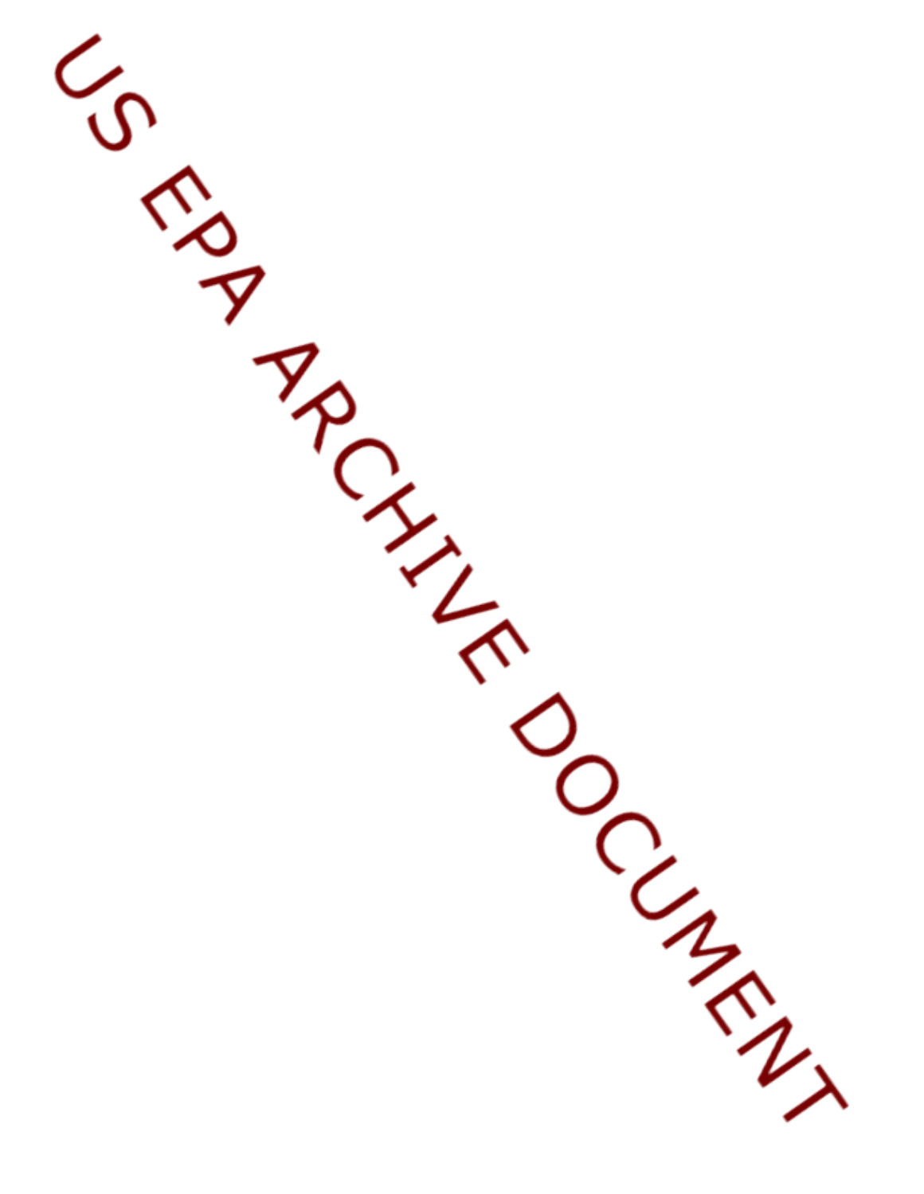US EPA ARCHIVE DOCUMENT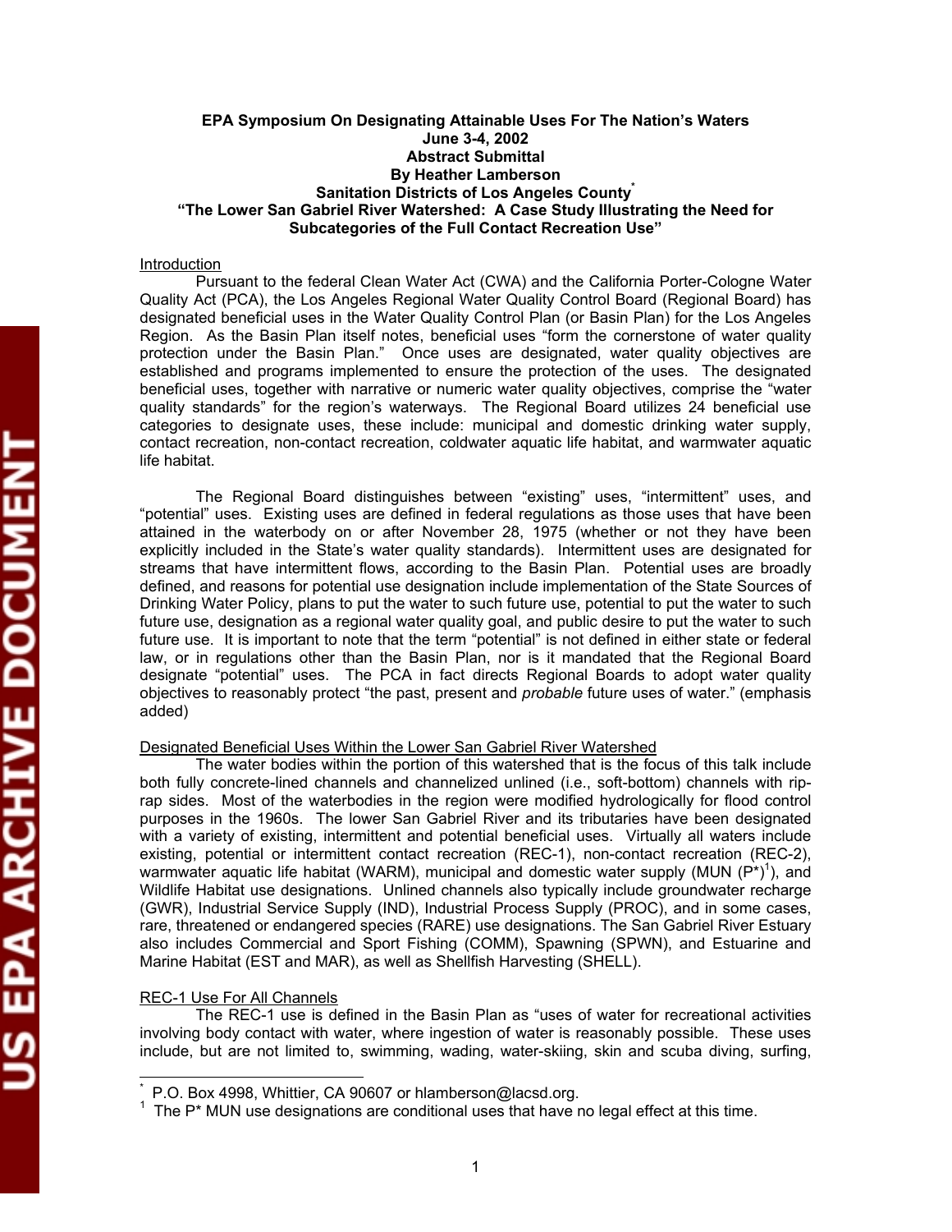**EPA Symposium On Designating Attainable Uses For The Nation's Waters**
**June 3-4, 2002**
**Abstract Submittal**
**By Heather Lamberson**
**Sanitation Districts of Los Angeles County***
**"The Lower San Gabriel River Watershed: A Case Study Illustrating the Need for Subcategories of the Full Contact Recreation Use"**

## Introduction

Pursuant to the federal Clean Water Act (CWA) and the California Porter-Cologne Water Quality Act (PCA), the Los Angeles Regional Water Quality Control Board (Regional Board) has designated beneficial uses in the Water Quality Control Plan (or Basin Plan) for the Los Angeles Region. As the Basin Plan itself notes, beneficial uses "form the cornerstone of water quality protection under the Basin Plan." Once uses are designated, water quality objectives are established and programs implemented to ensure the protection of the uses. The designated beneficial uses, together with narrative or numeric water quality objectives, comprise the "water quality standards" for the region's waterways. The Regional Board utilizes 24 beneficial use categories to designate uses, these include: municipal and domestic drinking water supply, contact recreation, non-contact recreation, coldwater aquatic life habitat, and warmwater aquatic life habitat.

The Regional Board distinguishes between "existing" uses, "intermittent" uses, and "potential" uses. Existing uses are defined in federal regulations as those uses that have been attained in the waterbody on or after November 28, 1975 (whether or not they have been explicitly included in the State's water quality standards). Intermittent uses are designated for streams that have intermittent flows, according to the Basin Plan. Potential uses are broadly defined, and reasons for potential use designation include implementation of the State Sources of Drinking Water Policy, plans to put the water to such future use, potential to put the water to such future use, designation as a regional water quality goal, and public desire to put the water to such future use. It is important to note that the term "potential" is not defined in either state or federal law, or in regulations other than the Basin Plan, nor is it mandated that the Regional Board designate "potential" uses. The PCA in fact directs Regional Boards to adopt water quality objectives to reasonably protect "the past, present and *probable* future uses of water." (emphasis added)

## Designated Beneficial Uses Within the Lower San Gabriel River Watershed

The water bodies within the portion of this watershed that is the focus of this talk include both fully concrete-lined channels and channelized unlined (i.e., soft-bottom) channels with rip-rap sides. Most of the waterbodies in the region were modified hydrologically for flood control purposes in the 1960s. The lower San Gabriel River and its tributaries have been designated with a variety of existing, intermittent and potential beneficial uses. Virtually all waters include existing, potential or intermittent contact recreation (REC-1), non-contact recreation (REC-2), warmwater aquatic life habitat (WARM), municipal and domestic water supply (MUN (P*)[1]), and Wildlife Habitat use designations. Unlined channels also typically include groundwater recharge (GWR), Industrial Service Supply (IND), Industrial Process Supply (PROC), and in some cases, rare, threatened or endangered species (RARE) use designations. The San Gabriel River Estuary also includes Commercial and Sport Fishing (COMM), Spawning (SPWN), and Estuarine and Marine Habitat (EST and MAR), as well as Shellfish Harvesting (SHELL).

## REC-1 Use For All Channels

The REC-1 use is defined in the Basin Plan as "uses of water for recreational activities involving body contact with water, where ingestion of water is reasonably possible. These uses include, but are not limited to, swimming, wading, water-skiing, skin and scuba diving, surfing,

---

\* P.O. Box 4998, Whittier, CA 90607 or hlamberson@lacsd.org.

[1] The P* MUN use designations are conditional uses that have no legal effect at this time.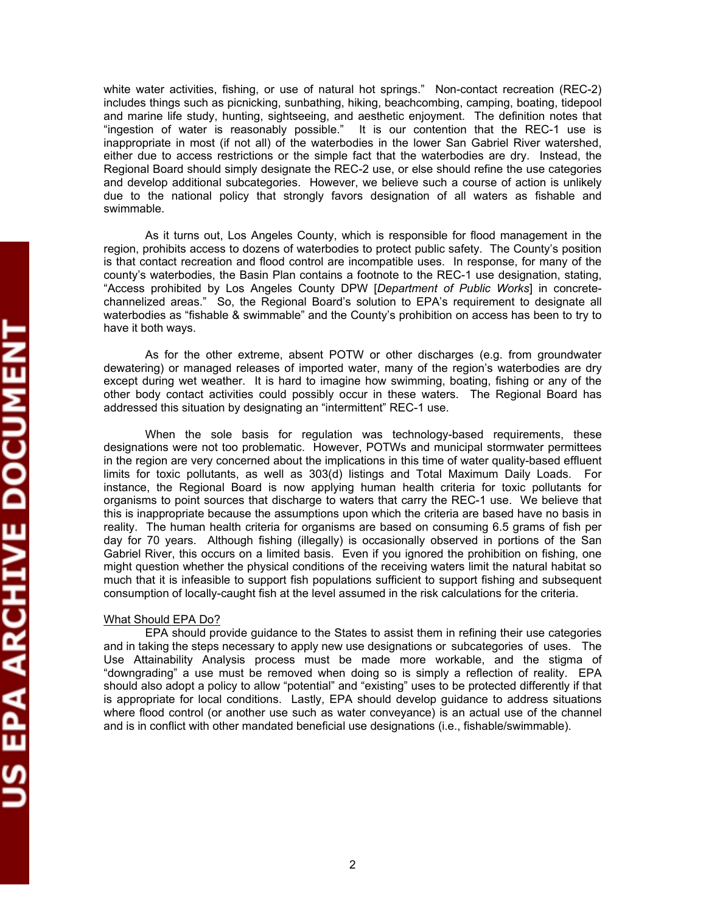white water activities, fishing, or use of natural hot springs." Non-contact recreation (REC-2) includes things such as picnicking, sunbathing, hiking, beachcombing, camping, boating, tidepool and marine life study, hunting, sightseeing, and aesthetic enjoyment. The definition notes that "ingestion of water is reasonably possible." It is our contention that the REC-1 use is inappropriate in most (if not all) of the waterbodies in the lower San Gabriel River watershed, either due to access restrictions or the simple fact that the waterbodies are dry. Instead, the Regional Board should simply designate the REC-2 use, or else should refine the use categories and develop additional subcategories. However, we believe such a course of action is unlikely due to the national policy that strongly favors designation of all waters as fishable and swimmable.

As it turns out, Los Angeles County, which is responsible for flood management in the region, prohibits access to dozens of waterbodies to protect public safety. The County's position is that contact recreation and flood control are incompatible uses. In response, for many of the county's waterbodies, the Basin Plan contains a footnote to the REC-1 use designation, stating, "Access prohibited by Los Angeles County DPW [*Department of Public Works*] in concrete-channelized areas." So, the Regional Board's solution to EPA's requirement to designate all waterbodies as "fishable & swimmable" and the County's prohibition on access has been to try to have it both ways.

As for the other extreme, absent POTW or other discharges (e.g. from groundwater dewatering) or managed releases of imported water, many of the region's waterbodies are dry except during wet weather. It is hard to imagine how swimming, boating, fishing or any of the other body contact activities could possibly occur in these waters. The Regional Board has addressed this situation by designating an "intermittent" REC-1 use.

When the sole basis for regulation was technology-based requirements, these designations were not too problematic. However, POTWs and municipal stormwater permittees in the region are very concerned about the implications in this time of water quality-based effluent limits for toxic pollutants, as well as 303(d) listings and Total Maximum Daily Loads. For instance, the Regional Board is now applying human health criteria for toxic pollutants for organisms to point sources that discharge to waters that carry the REC-1 use. We believe that this is inappropriate because the assumptions upon which the criteria are based have no basis in reality. The human health criteria for organisms are based on consuming 6.5 grams of fish per day for 70 years. Although fishing (illegally) is occasionally observed in portions of the San Gabriel River, this occurs on a limited basis. Even if you ignored the prohibition on fishing, one might question whether the physical conditions of the receiving waters limit the natural habitat so much that it is infeasible to support fish populations sufficient to support fishing and subsequent consumption of locally-caught fish at the level assumed in the risk calculations for the criteria.

<u>What Should EPA Do?</u>

EPA should provide guidance to the States to assist them in refining their use categories and in taking the steps necessary to apply new use designations or subcategories of uses. The Use Attainability Analysis process must be made more workable, and the stigma of "downgrading" a use must be removed when doing so is simply a reflection of reality. EPA should also adopt a policy to allow "potential" and "existing" uses to be protected differently if that is appropriate for local conditions. Lastly, EPA should develop guidance to address situations where flood control (or another use such as water conveyance) is an actual use of the channel and is in conflict with other mandated beneficial use designations (i.e., fishable/swimmable).